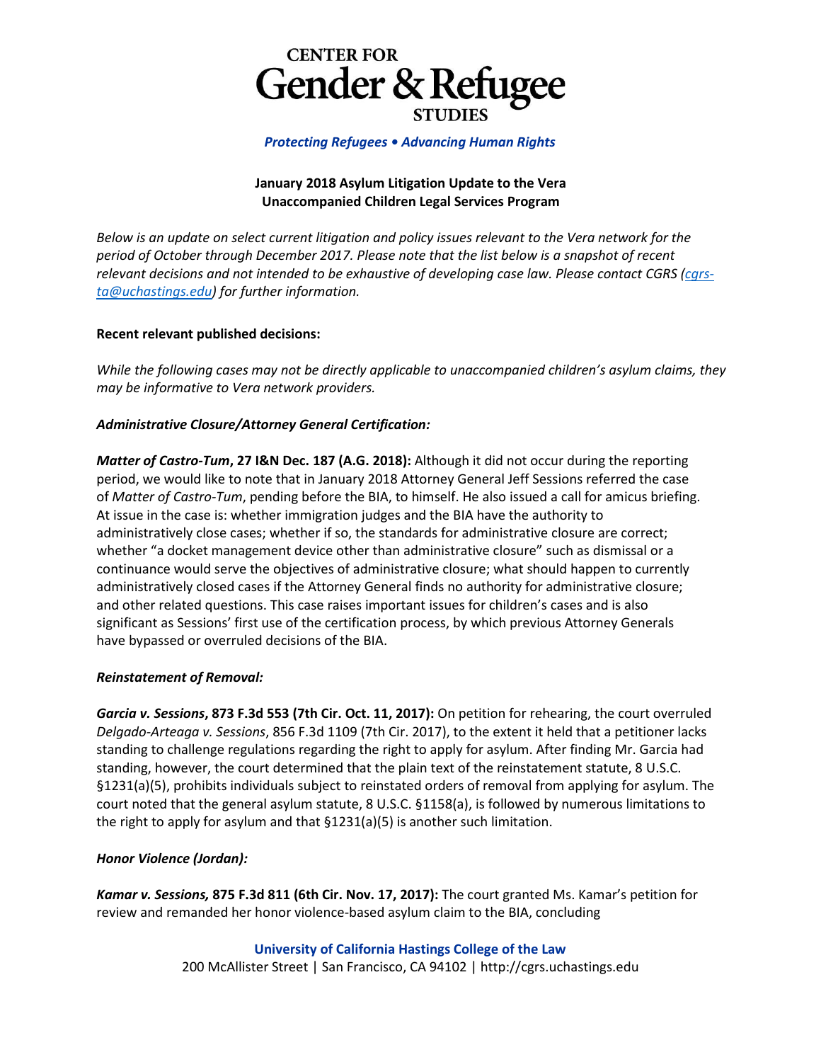# CENTER FOR Gender & Refugee STUDIES

*Protecting Refugees • Advancing Human Rights*

**January 2018 Asylum Litigation Update to the Vera Unaccompanied Children Legal Services Program**

*Below is an update on select current litigation and policy issues relevant to the Vera network for the period of October through December 2017. Please note that the list below is a snapshot of recent relevant decisions and not intended to be exhaustive of developing case law. Please contact CGRS (cgrs-ta@uchastings.edu) for further information.*

**Recent relevant published decisions:**

*While the following cases may not be directly applicable to unaccompanied children's asylum claims, they may be informative to Vera network providers.*

***Administrative Closure/Attorney General Certification:***

***Matter of Castro-Tum*, 27 I&N Dec. 187 (A.G. 2018):** Although it did not occur during the reporting period, we would like to note that in January 2018 Attorney General Jeff Sessions referred the case of *Matter of Castro-Tum*, pending before the BIA, to himself. He also issued a call for amicus briefing. At issue in the case is: whether immigration judges and the BIA have the authority to administratively close cases; whether if so, the standards for administrative closure are correct; whether "a docket management device other than administrative closure" such as dismissal or a continuance would serve the objectives of administrative closure; what should happen to currently administratively closed cases if the Attorney General finds no authority for administrative closure; and other related questions. This case raises important issues for children's cases and is also significant as Sessions' first use of the certification process, by which previous Attorney Generals have bypassed or overruled decisions of the BIA.

***Reinstatement of Removal:***

***Garcia v. Sessions*, 873 F.3d 553 (7th Cir. Oct. 11, 2017):** On petition for rehearing, the court overruled *Delgado-Arteaga v. Sessions*, 856 F.3d 1109 (7th Cir. 2017), to the extent it held that a petitioner lacks standing to challenge regulations regarding the right to apply for asylum. After finding Mr. Garcia had standing, however, the court determined that the plain text of the reinstatement statute, 8 U.S.C. §1231(a)(5), prohibits individuals subject to reinstated orders of removal from applying for asylum. The court noted that the general asylum statute, 8 U.S.C. §1158(a), is followed by numerous limitations to the right to apply for asylum and that §1231(a)(5) is another such limitation.

***Honor Violence (Jordan):***

***Kamar v. Sessions,* 875 F.3d 811 (6th Cir. Nov. 17, 2017):** The court granted Ms. Kamar's petition for review and remanded her honor violence-based asylum claim to the BIA, concluding

University of California Hastings College of the Law
200 McAllister Street | San Francisco, CA 94102 | http://cgrs.uchastings.edu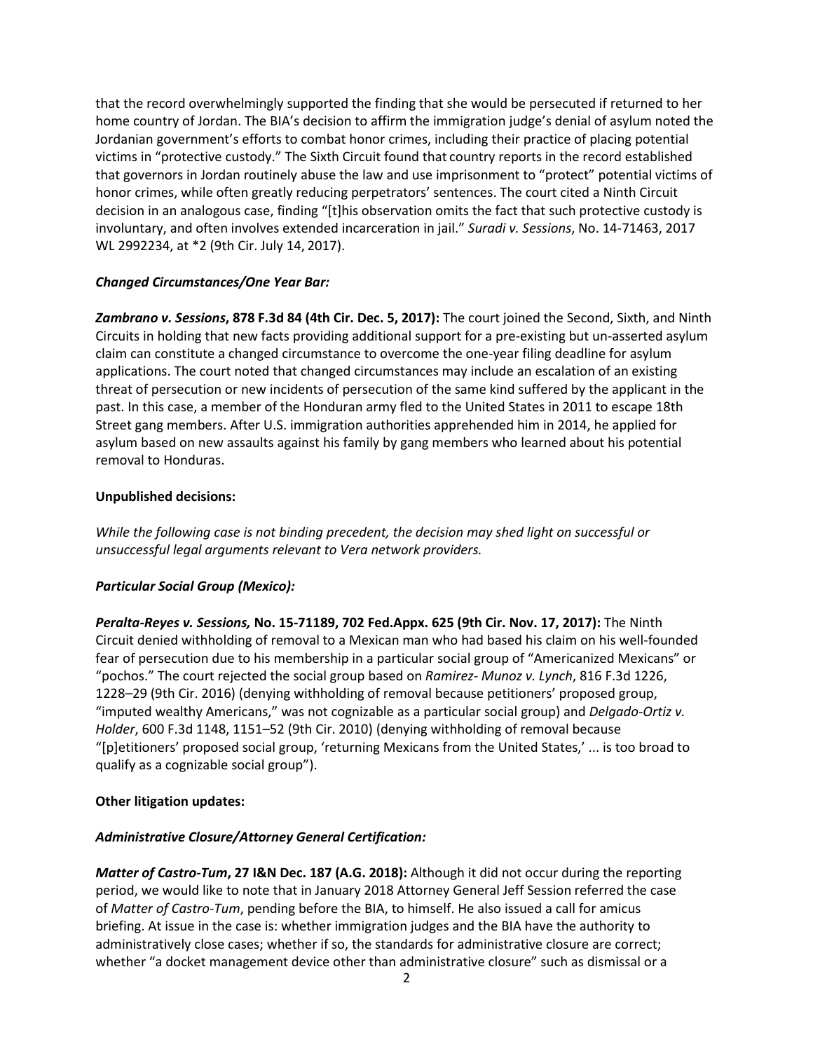that the record overwhelmingly supported the finding that she would be persecuted if returned to her home country of Jordan. The BIA's decision to affirm the immigration judge's denial of asylum noted the Jordanian government's efforts to combat honor crimes, including their practice of placing potential victims in "protective custody." The Sixth Circuit found that country reports in the record established that governors in Jordan routinely abuse the law and use imprisonment to "protect" potential victims of honor crimes, while often greatly reducing perpetrators' sentences. The court cited a Ninth Circuit decision in an analogous case, finding "[t]his observation omits the fact that such protective custody is involuntary, and often involves extended incarceration in jail." *Suradi v. Sessions*, No. 14-71463, 2017 WL 2992234, at *2 (9th Cir. July 14, 2017).

***Changed Circumstances/One Year Bar:***

***Zambrano v. Sessions*, 878 F.3d 84 (4th Cir. Dec. 5, 2017):** The court joined the Second, Sixth, and Ninth Circuits in holding that new facts providing additional support for a pre-existing but un-asserted asylum claim can constitute a changed circumstance to overcome the one-year filing deadline for asylum applications. The court noted that changed circumstances may include an escalation of an existing threat of persecution or new incidents of persecution of the same kind suffered by the applicant in the past. In this case, a member of the Honduran army fled to the United States in 2011 to escape 18th Street gang members. After U.S. immigration authorities apprehended him in 2014, he applied for asylum based on new assaults against his family by gang members who learned about his potential removal to Honduras.

**Unpublished decisions:**

*While the following case is not binding precedent, the decision may shed light on successful or unsuccessful legal arguments relevant to Vera network providers.*

***Particular Social Group (Mexico):***

***Peralta-Reyes v. Sessions,* No. 15-71189, 702 Fed.Appx. 625 (9th Cir. Nov. 17, 2017):** The Ninth Circuit denied withholding of removal to a Mexican man who had based his claim on his well-founded fear of persecution due to his membership in a particular social group of "Americanized Mexicans" or "pochos." The court rejected the social group based on *Ramirez- Munoz v. Lynch*, 816 F.3d 1226, 1228–29 (9th Cir. 2016) (denying withholding of removal because petitioners' proposed group, "imputed wealthy Americans," was not cognizable as a particular social group) and *Delgado-Ortiz v. Holder*, 600 F.3d 1148, 1151–52 (9th Cir. 2010) (denying withholding of removal because "[p]etitioners' proposed social group, 'returning Mexicans from the United States,' ... is too broad to qualify as a cognizable social group").

**Other litigation updates:**

***Administrative Closure/Attorney General Certification:***

***Matter of Castro-Tum*, 27 I&N Dec. 187 (A.G. 2018):** Although it did not occur during the reporting period, we would like to note that in January 2018 Attorney General Jeff Session referred the case of *Matter of Castro-Tum*, pending before the BIA, to himself. He also issued a call for amicus briefing. At issue in the case is: whether immigration judges and the BIA have the authority to administratively close cases; whether if so, the standards for administrative closure are correct; whether "a docket management device other than administrative closure" such as dismissal or a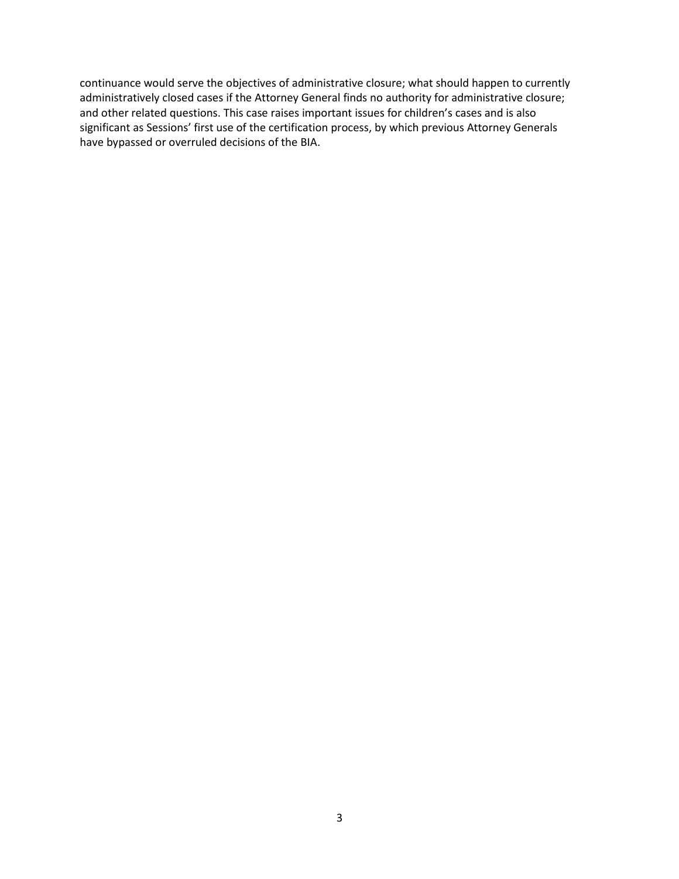continuance would serve the objectives of administrative closure; what should happen to currently administratively closed cases if the Attorney General finds no authority for administrative closure; and other related questions. This case raises important issues for children's cases and is also significant as Sessions' first use of the certification process, by which previous Attorney Generals have bypassed or overruled decisions of the BIA.